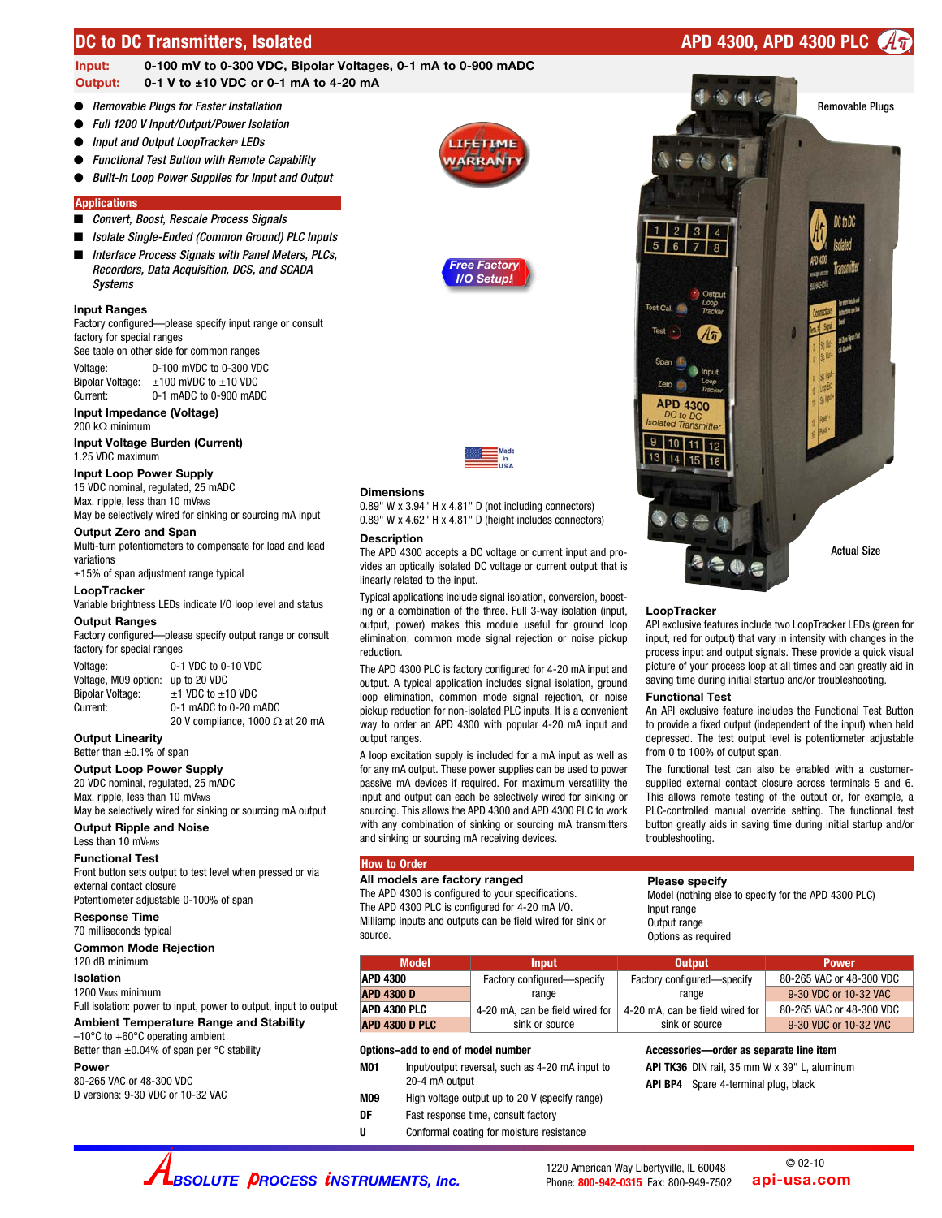# DC to DC Transmitters, Isolated

## APD 4300, APD 4300 PLC

**Input:** 0-100 mV to 0-300 VDC, Bipolar Voltages, 0-1 mA to 0-900 mADC
**Output:** 0-1 V to ±10 VDC or 0-1 mA to 4-20 mA

- *Removable Plugs for Faster Installation*
- *Full 1200 V Input/Output/Power Isolation*
- *Input and Output LoopTracker® LEDs*
- *Functional Test Button with Remote Capability*
- *Built-In Loop Power Supplies for Input and Output*

LIFETIME WARRANTY

Free Factory I/O Setup!

### Applications

- *Convert, Boost, Rescale Process Signals*
- *Isolate Single-Ended (Common Ground) PLC Inputs*
- *Interface Process Signals with Panel Meters, PLCs, Recorders, Data Acquisition, DCS, and SCADA Systems*

**Input Ranges**
Factory configured—please specify input range or consult factory for special ranges
See table on other side for common ranges

| | |
|---|---|
| Voltage: | 0-100 mVDC to 0-300 VDC |
| Bipolar Voltage: | ±100 mVDC to ±10 VDC |
| Current: | 0-1 mADC to 0-900 mADC |

**Input Impedance (Voltage)**
200 kΩ minimum

**Input Voltage Burden (Current)**
1.25 VDC maximum

**Input Loop Power Supply**
15 VDC nominal, regulated, 25 mADC
Max. ripple, less than 10 mVRMS
May be selectively wired for sinking or sourcing mA input

**Output Zero and Span**
Multi-turn potentiometers to compensate for load and lead variations
±15% of span adjustment range typical

**LoopTracker**
Variable brightness LEDs indicate I/O loop level and status

**Output Ranges**
Factory configured—please specify output range or consult factory for special ranges

| | |
|---|---|
| Voltage: | 0-1 VDC to 0-10 VDC |
| Voltage, M09 option: | up to 20 VDC |
| Bipolar Voltage: | ±1 VDC to ±10 VDC |
| Current: | 0-1 mADC to 0-20 mADC |
| | 20 V compliance, 1000 Ω at 20 mA |

**Output Linearity**
Better than ±0.1% of span

**Output Loop Power Supply**
20 VDC nominal, regulated, 25 mADC
Max. ripple, less than 10 mVRMS
May be selectively wired for sinking or sourcing mA output

**Output Ripple and Noise**
Less than 10 mVRMS

**Functional Test**
Front button sets output to test level when pressed or via external contact closure
Potentiometer adjustable 0-100% of span

**Response Time**
70 milliseconds typical

**Common Mode Rejection**
120 dB minimum

**Isolation**
1200 VRMS minimum
Full isolation: power to input, power to output, input to output

**Ambient Temperature Range and Stability**
–10°C to +60°C operating ambient
Better than ±0.04% of span per °C stability

**Power**
80-265 VAC or 48-300 VDC
D versions: 9-30 VDC or 10-32 VAC

Made in USA

**Dimensions**
0.89" W x 3.94" H x 4.81" D (not including connectors)
0.89" W x 4.62" H x 4.81" D (height includes connectors)

**Description**
The APD 4300 accepts a DC voltage or current input and provides an optically isolated DC voltage or current output that is linearly related to the input.

Typical applications include signal isolation, conversion, boosting or a combination of the three. Full 3-way isolation (input, output, power) makes this module useful for ground loop elimination, common mode signal rejection or noise pickup reduction.

The APD 4300 PLC is factory configured for 4-20 mA input and output. A typical application includes signal isolation, ground loop elimination, common mode signal rejection, or noise pickup reduction for non-isolated PLC inputs. It is a convenient way to order an APD 4300 with popular 4-20 mA input and output ranges.

A loop excitation supply is included for a mA input as well as for any mA output. These power supplies can be used to power passive mA devices if required. For maximum versatility the input and output can each be selectively wired for sinking or sourcing. This allows the APD 4300 and APD 4300 PLC to work with any combination of sinking or sourcing mA transmitters and sinking or sourcing mA receiving devices.

Removable Plugs

Actual Size

**LoopTracker**
API exclusive features include two LoopTracker LEDs (green for input, red for output) that vary in intensity with changes in the process input and output signals. These provide a quick visual picture of your process loop at all times and can greatly aid in saving time during initial startup and/or troubleshooting.

**Functional Test**
An API exclusive feature includes the Functional Test Button to provide a fixed output (independent of the input) when held depressed. The test output level is potentiometer adjustable from 0 to 100% of output span.

The functional test can also be enabled with a customer-supplied external contact closure across terminals 5 and 6. This allows remote testing of the output or, for example, a PLC-controlled manual override setting. The functional test button greatly aids in saving time during initial startup and/or troubleshooting.

### How to Order

**All models are factory ranged**
The APD 4300 is configured to your specifications.
The APD 4300 PLC is configured for 4-20 mA I/O.
Milliamp inputs and outputs can be field wired for sink or source.

**Please specify**
Model (nothing else to specify for the APD 4300 PLC)
Input range
Output range
Options as required

| Model | Input | Output | Power |
|---|---|---|---|
| **APD 4300** | Factory configured—specify range | Factory configured—specify range | 80-265 VAC or 48-300 VDC |
| **APD 4300 D** | | | 9-30 VDC or 10-32 VAC |
| **APD 4300 PLC** | 4-20 mA, can be field wired for sink or source | 4-20 mA, can be field wired for sink or source | 80-265 VAC or 48-300 VDC |
| **APD 4300 D PLC** | | | 9-30 VDC or 10-32 VAC |

**Options–add to end of model number**

| | |
|---|---|
| **M01** | Input/output reversal, such as 4-20 mA input to 20-4 mA output |
| **M09** | High voltage output up to 20 V (specify range) |
| **DF** | Fast response time, consult factory |
| **U** | Conformal coating for moisture resistance |

**Accessories—order as separate line item**

**API TK36** DIN rail, 35 mm W x 39" L, aluminum
**API BP4** Spare 4-terminal plug, black

ABSOLUTE PROCESS INSTRUMENTS, Inc.
1220 American Way Libertyville, IL 60048
Phone: 800-942-0315 Fax: 800-949-7502
© 02-10
api-usa.com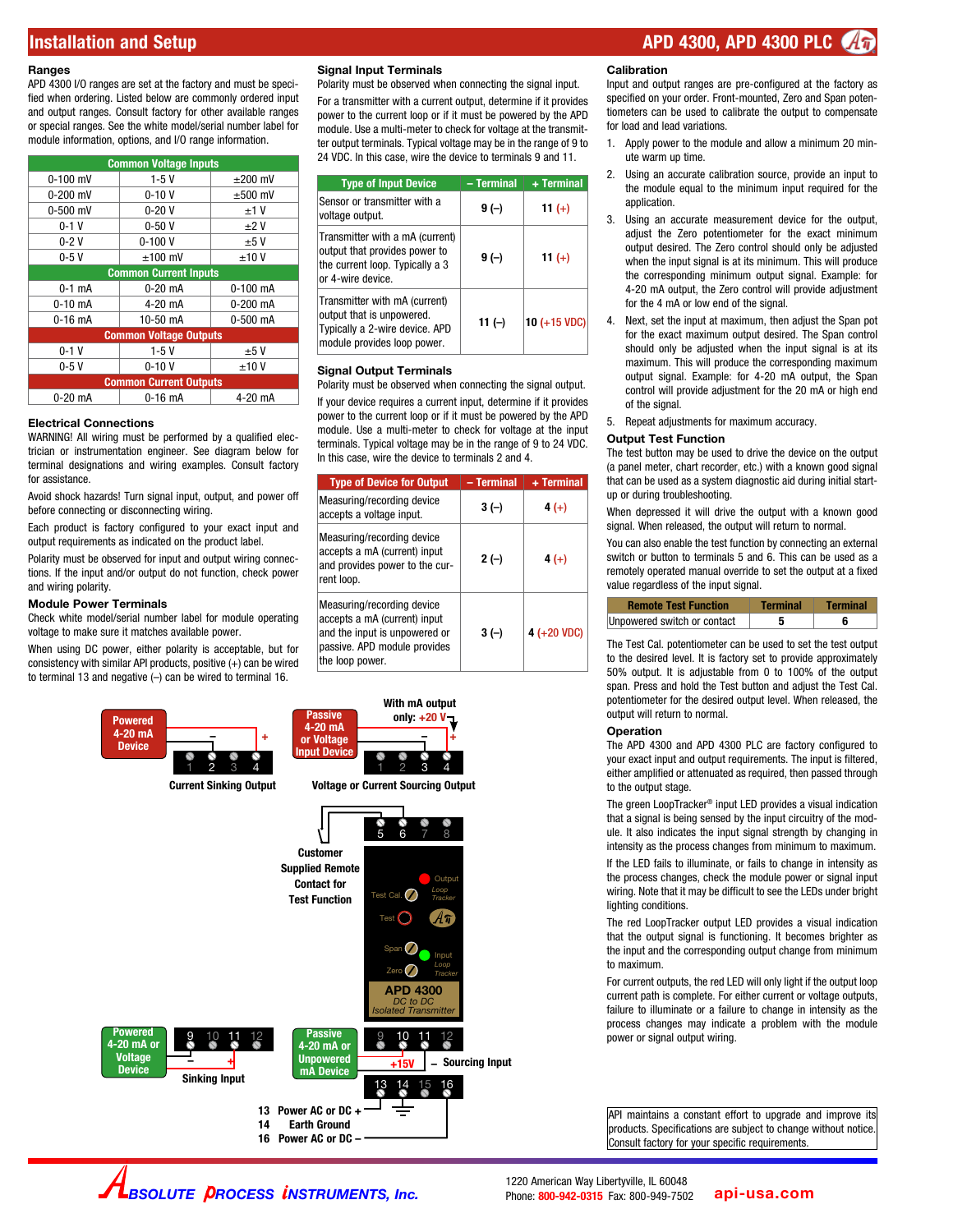## Installation and Setup

### Ranges

APD 4300 I/O ranges are set at the factory and must be specified when ordering. Listed below are commonly ordered input and output ranges. Consult factory for other available ranges or special ranges. See the white model/serial number label for module information, options, and I/O range information.

| | | |
|---|---|---|
| **Common Voltage Inputs** | | |
| 0-100 mV | 1-5 V | ±200 mV |
| 0-200 mV | 0-10 V | ±500 mV |
| 0-500 mV | 0-20 V | ±1 V |
| 0-1 V | 0-50 V | ±2 V |
| 0-2 V | 0-100 V | ±5 V |
| 0-5 V | ±100 mV | ±10 V |
| **Common Current Inputs** | | |
| 0-1 mA | 0-20 mA | 0-100 mA |
| 0-10 mA | 4-20 mA | 0-200 mA |
| 0-16 mA | 10-50 mA | 0-500 mA |
| **Common Voltage Outputs** | | |
| 0-1 V | 1-5 V | ±5 V |
| 0-5 V | 0-10 V | ±10 V |
| **Common Current Outputs** | | |
| 0-20 mA | 0-16 mA | 4-20 mA |

### Electrical Connections

WARNING! All wiring must be performed by a qualified electrician or instrumentation engineer. See diagram below for terminal designations and wiring examples. Consult factory for assistance.

Avoid shock hazards! Turn signal input, output, and power off before connecting or disconnecting wiring.

Each product is factory configured to your exact input and output requirements as indicated on the product label.

Polarity must be observed for input and output wiring connections. If the input and/or output do not function, check power and wiring polarity.

### Module Power Terminals

Check white model/serial number label for module operating voltage to make sure it matches available power.

When using DC power, either polarity is acceptable, but for consistency with similar API products, positive (+) can be wired to terminal 13 and negative (–) can be wired to terminal 16.

### Signal Input Terminals

Polarity must be observed when connecting the signal input.

For a transmitter with a current output, determine if it provides power to the current loop or if it must be powered by the APD module. Use a multi-meter to check for voltage at the transmitter output terminals. Typical voltage may be in the range of 9 to 24 VDC. In this case, wire the device to terminals 9 and 11.

| Type of Input Device | – Terminal | + Terminal |
|---|---|---|
| Sensor or transmitter with a voltage output. | 9 (–) | 11 (+) |
| Transmitter with a mA (current) output that provides power to the current loop. Typically a 3 or 4-wire device. | 9 (–) | 11 (+) |
| Transmitter with mA (current) output that is unpowered. Typically a 2-wire device. APD module provides loop power. | 11 (–) | 10 (+15 VDC) |

### Signal Output Terminals

Polarity must be observed when connecting the signal output.

If your device requires a current input, determine if it provides power to the current loop or if it must be powered by the APD module. Use a multi-meter to check for voltage at the input terminals. Typical voltage may be in the range of 9 to 24 VDC. In this case, wire the device to terminals 2 and 4.

| Type of Device for Output | – Terminal | + Terminal |
|---|---|---|
| Measuring/recording device accepts a voltage input. | 3 (–) | 4 (+) |
| Measuring/recording device accepts a mA (current) input and provides power to the current loop. | 2 (–) | 4 (+) |
| Measuring/recording device accepts a mA (current) input and the input is unpowered or passive. APD module provides the loop power. | 3 (–) | 4 (+20 VDC) |

Powered 4-20 mA Device
–
+
1 2 3 4
Current Sinking Output

Passive 4-20 mA or Voltage Input Device
With mA output only: +20 V
+
1 2 3 4
Voltage or Current Sourcing Output

5 6 7 8
Customer Supplied Remote Contact for Test Function

Output Loop Tracker
Test Cal.
Test
Span
Input Loop Tracker
Zero
APD 4300
DC to DC Isolated Transmitter

Powered 4-20 mA or Voltage Device
–
+
9 10 11 12
Sinking Input

Passive 4-20 mA or Unpowered mA Device
9 10 11 12
+15V
–
Sourcing Input

13 14 15 16
13 Power AC or DC +
14 Earth Ground
16 Power AC or DC –

### Calibration

Input and output ranges are pre-configured at the factory as specified on your order. Front-mounted, Zero and Span potentiometers can be used to calibrate the output to compensate for load and lead variations.

1. Apply power to the module and allow a minimum 20 minute warm up time.
2. Using an accurate calibration source, provide an input to the module equal to the minimum input required for the application.
3. Using an accurate measurement device for the output, adjust the Zero potentiometer for the exact minimum output desired. The Zero control should only be adjusted when the input signal is at its minimum. This will produce the corresponding minimum output signal. Example: for 4-20 mA output, the Zero control will provide adjustment for the 4 mA or low end of the signal.
4. Next, set the input at maximum, then adjust the Span pot for the exact maximum output desired. The Span control should only be adjusted when the input signal is at its maximum. This will produce the corresponding maximum output signal. Example: for 4-20 mA output, the Span control will provide adjustment for the 20 mA or high end of the signal.
5. Repeat adjustments for maximum accuracy.

### Output Test Function

The test button may be used to drive the device on the output (a panel meter, chart recorder, etc.) with a known good signal that can be used as a system diagnostic aid during initial startup or during troubleshooting.

When depressed it will drive the output with a known good signal. When released, the output will return to normal.

You can also enable the test function by connecting an external switch or button to terminals 5 and 6. This can be used as a remotely operated manual override to set the output at a fixed value regardless of the input signal.

| Remote Test Function | Terminal | Terminal |
|---|---|---|
| Unpowered switch or contact | 5 | 6 |

The Test Cal. potentiometer can be used to set the test output to the desired level. It is factory set to provide approximately 50% output. It is adjustable from 0 to 100% of the output span. Press and hold the Test button and adjust the Test Cal. potentiometer for the desired output level. When released, the output will return to normal.

### Operation

The APD 4300 and APD 4300 PLC are factory configured to your exact input and output requirements. The input is filtered, either amplified or attenuated as required, then passed through to the output stage.

The green LoopTracker® input LED provides a visual indication that a signal is being sensed by the input circuitry of the module. It also indicates the input signal strength by changing in intensity as the process changes from minimum to maximum.

If the LED fails to illuminate, or fails to change in intensity as the process changes, check the module power or signal input wiring. Note that it may be difficult to see the LEDs under bright lighting conditions.

The red LoopTracker output LED provides a visual indication that the output signal is functioning. It becomes brighter as the input and the corresponding output change from minimum to maximum.

For current outputs, the red LED will only light if the output loop current path is complete. For either current or voltage outputs, failure to illuminate or a failure to change in intensity as the process changes may indicate a problem with the module power or signal output wiring.

API maintains a constant effort to upgrade and improve its products. Specifications are subject to change without notice. Consult factory for your specific requirements.

ABSOLUTE PROCESS INSTRUMENTS, Inc.
1220 American Way Libertyville, IL 60048
Phone: 800-942-0315 Fax: 800-949-7502
api-usa.com